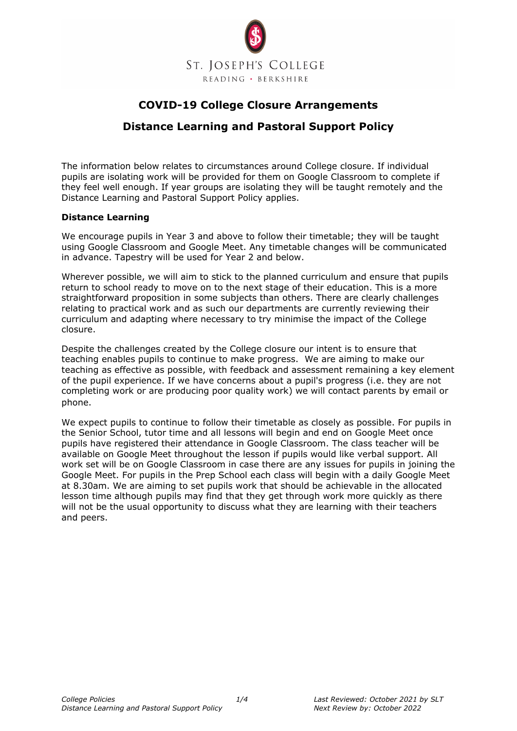ST. JOSEPH'S COLLEGE
READING • BERKSHIRE

# COVID-19 College Closure Arrangements

## Distance Learning and Pastoral Support Policy

The information below relates to circumstances around College closure. If individual pupils are isolating work will be provided for them on Google Classroom to complete if they feel well enough. If year groups are isolating they will be taught remotely and the Distance Learning and Pastoral Support Policy applies.

### Distance Learning

We encourage pupils in Year 3 and above to follow their timetable; they will be taught using Google Classroom and Google Meet. Any timetable changes will be communicated in advance. Tapestry will be used for Year 2 and below.

Wherever possible, we will aim to stick to the planned curriculum and ensure that pupils return to school ready to move on to the next stage of their education. This is a more straightforward proposition in some subjects than others. There are clearly challenges relating to practical work and as such our departments are currently reviewing their curriculum and adapting where necessary to try minimise the impact of the College closure.

Despite the challenges created by the College closure our intent is to ensure that teaching enables pupils to continue to make progress. We are aiming to make our teaching as effective as possible, with feedback and assessment remaining a key element of the pupil experience. If we have concerns about a pupil's progress (i.e. they are not completing work or are producing poor quality work) we will contact parents by email or phone.

We expect pupils to continue to follow their timetable as closely as possible. For pupils in the Senior School, tutor time and all lessons will begin and end on Google Meet once pupils have registered their attendance in Google Classroom. The class teacher will be available on Google Meet throughout the lesson if pupils would like verbal support. All work set will be on Google Classroom in case there are any issues for pupils in joining the Google Meet. For pupils in the Prep School each class will begin with a daily Google Meet at 8.30am. We are aiming to set pupils work that should be achievable in the allocated lesson time although pupils may find that they get through work more quickly as there will not be the usual opportunity to discuss what they are learning with their teachers and peers.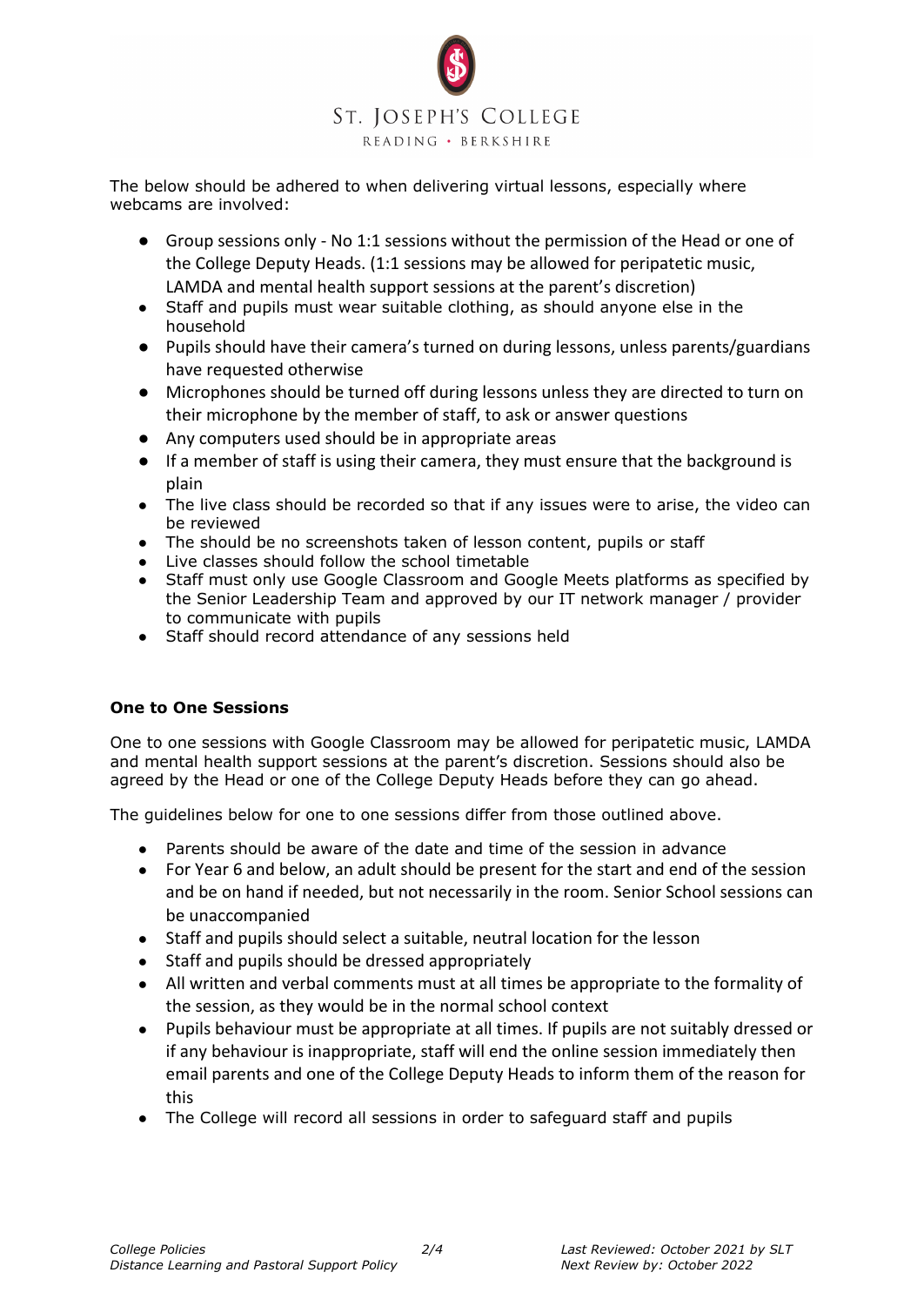The below should be adhered to when delivering virtual lessons, especially where webcams are involved:

- Group sessions only - No 1:1 sessions without the permission of the Head or one of the College Deputy Heads. (1:1 sessions may be allowed for peripatetic music, LAMDA and mental health support sessions at the parent's discretion)
- Staff and pupils must wear suitable clothing, as should anyone else in the household
- Pupils should have their camera's turned on during lessons, unless parents/guardians have requested otherwise
- Microphones should be turned off during lessons unless they are directed to turn on their microphone by the member of staff, to ask or answer questions
- Any computers used should be in appropriate areas
- If a member of staff is using their camera, they must ensure that the background is plain
- The live class should be recorded so that if any issues were to arise, the video can be reviewed
- The should be no screenshots taken of lesson content, pupils or staff
- Live classes should follow the school timetable
- Staff must only use Google Classroom and Google Meets platforms as specified by the Senior Leadership Team and approved by our IT network manager / provider to communicate with pupils
- Staff should record attendance of any sessions held

**One to One Sessions**

One to one sessions with Google Classroom may be allowed for peripatetic music, LAMDA and mental health support sessions at the parent's discretion. Sessions should also be agreed by the Head or one of the College Deputy Heads before they can go ahead.

The guidelines below for one to one sessions differ from those outlined above.

- Parents should be aware of the date and time of the session in advance
- For Year 6 and below, an adult should be present for the start and end of the session and be on hand if needed, but not necessarily in the room. Senior School sessions can be unaccompanied
- Staff and pupils should select a suitable, neutral location for the lesson
- Staff and pupils should be dressed appropriately
- All written and verbal comments must at all times be appropriate to the formality of the session, as they would be in the normal school context
- Pupils behaviour must be appropriate at all times. If pupils are not suitably dressed or if any behaviour is inappropriate, staff will end the online session immediately then email parents and one of the College Deputy Heads to inform them of the reason for this
- The College will record all sessions in order to safeguard staff and pupils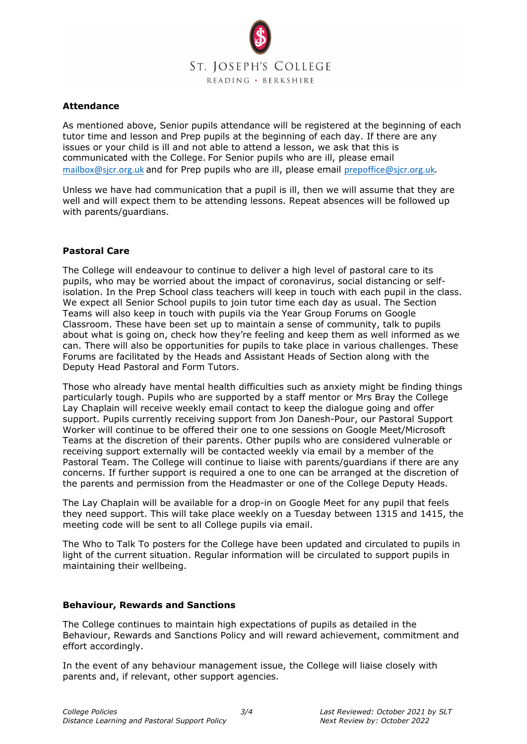## Attendance

As mentioned above, Senior pupils attendance will be registered at the beginning of each tutor time and lesson and Prep pupils at the beginning of each day. If there are any issues or your child is ill and not able to attend a lesson, we ask that this is communicated with the College. For Senior pupils who are ill, please email mailbox@sjcr.org.uk and for Prep pupils who are ill, please email prepoffice@sjcr.org.uk.

Unless we have had communication that a pupil is ill, then we will assume that they are well and will expect them to be attending lessons. Repeat absences will be followed up with parents/guardians.

## Pastoral Care

The College will endeavour to continue to deliver a high level of pastoral care to its pupils, who may be worried about the impact of coronavirus, social distancing or self-isolation. In the Prep School class teachers will keep in touch with each pupil in the class. We expect all Senior School pupils to join tutor time each day as usual. The Section Teams will also keep in touch with pupils via the Year Group Forums on Google Classroom. These have been set up to maintain a sense of community, talk to pupils about what is going on, check how they're feeling and keep them as well informed as we can. There will also be opportunities for pupils to take place in various challenges. These Forums are facilitated by the Heads and Assistant Heads of Section along with the Deputy Head Pastoral and Form Tutors.

Those who already have mental health difficulties such as anxiety might be finding things particularly tough. Pupils who are supported by a staff mentor or Mrs Bray the College Lay Chaplain will receive weekly email contact to keep the dialogue going and offer support. Pupils currently receiving support from Jon Danesh-Pour, our Pastoral Support Worker will continue to be offered their one to one sessions on Google Meet/Microsoft Teams at the discretion of their parents. Other pupils who are considered vulnerable or receiving support externally will be contacted weekly via email by a member of the Pastoral Team. The College will continue to liaise with parents/guardians if there are any concerns. If further support is required a one to one can be arranged at the discretion of the parents and permission from the Headmaster or one of the College Deputy Heads.

The Lay Chaplain will be available for a drop-in on Google Meet for any pupil that feels they need support. This will take place weekly on a Tuesday between 1315 and 1415, the meeting code will be sent to all College pupils via email.

The Who to Talk To posters for the College have been updated and circulated to pupils in light of the current situation. Regular information will be circulated to support pupils in maintaining their wellbeing.

## Behaviour, Rewards and Sanctions

The College continues to maintain high expectations of pupils as detailed in the Behaviour, Rewards and Sanctions Policy and will reward achievement, commitment and effort accordingly.

In the event of any behaviour management issue, the College will liaise closely with parents and, if relevant, other support agencies.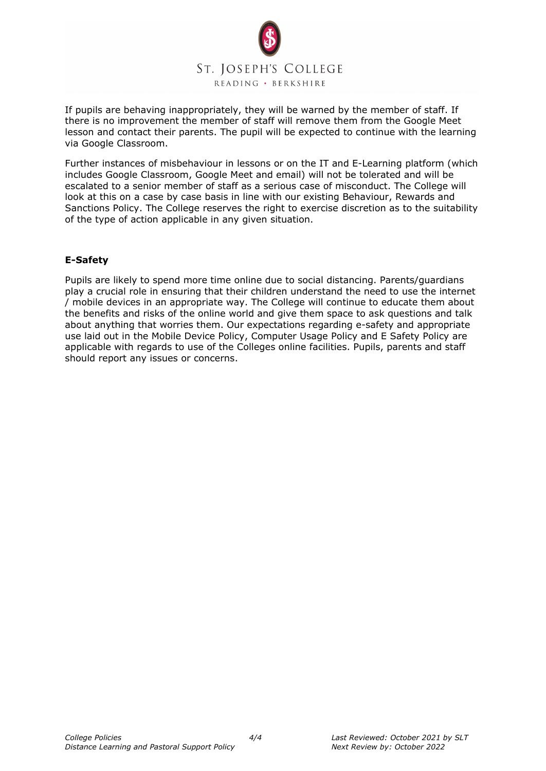If pupils are behaving inappropriately, they will be warned by the member of staff. If there is no improvement the member of staff will remove them from the Google Meet lesson and contact their parents. The pupil will be expected to continue with the learning via Google Classroom.

Further instances of misbehaviour in lessons or on the IT and E-Learning platform (which includes Google Classroom, Google Meet and email) will not be tolerated and will be escalated to a senior member of staff as a serious case of misconduct. The College will look at this on a case by case basis in line with our existing Behaviour, Rewards and Sanctions Policy. The College reserves the right to exercise discretion as to the suitability of the type of action applicable in any given situation.

**E-Safety**

Pupils are likely to spend more time online due to social distancing. Parents/guardians play a crucial role in ensuring that their children understand the need to use the internet / mobile devices in an appropriate way. The College will continue to educate them about the benefits and risks of the online world and give them space to ask questions and talk about anything that worries them. Our expectations regarding e-safety and appropriate use laid out in the Mobile Device Policy, Computer Usage Policy and E Safety Policy are applicable with regards to use of the Colleges online facilities. Pupils, parents and staff should report any issues or concerns.